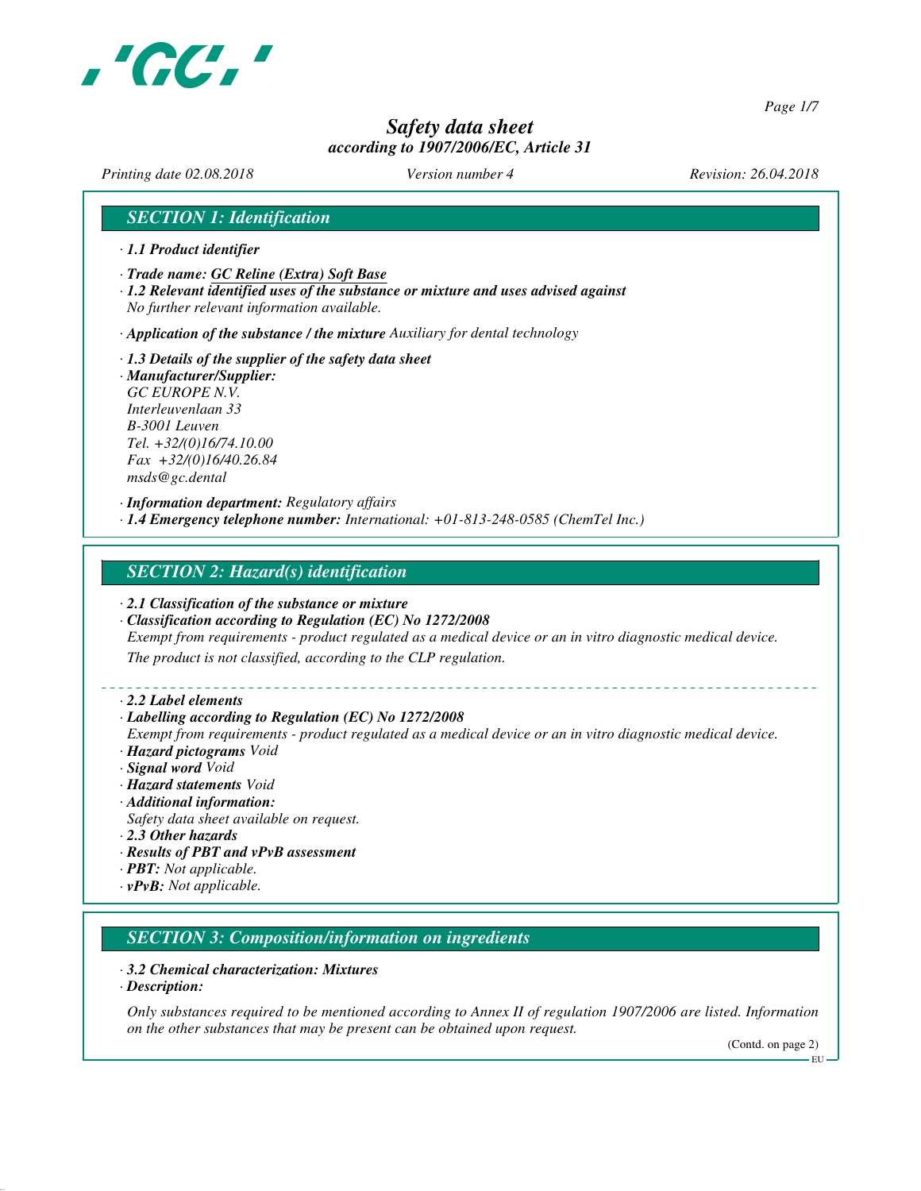# Safety data sheet

*according to 1907/2006/EC, Article 31*

*Printing date 02.08.2018* *Version number 4* *Revision: 26.04.2018*

## SECTION 1: Identification

· **1.1 Product identifier**

· **Trade name: GC Reline (Extra) Soft Base**

· **1.2 Relevant identified uses of the substance or mixture and uses advised against**
No further relevant information available.

· **Application of the substance / the mixture** Auxiliary for dental technology

· **1.3 Details of the supplier of the safety data sheet**

· **Manufacturer/Supplier:**
GC EUROPE N.V.
Interleuvenlaan 33
B-3001 Leuven
Tel. +32/(0)16/74.10.00
Fax +32/(0)16/40.26.84
msds@gc.dental

· **Information department:** Regulatory affairs

· **1.4 Emergency telephone number:** International: +01-813-248-0585 (ChemTel Inc.)

## SECTION 2: Hazard(s) identification

· **2.1 Classification of the substance or mixture**

· **Classification according to Regulation (EC) No 1272/2008**
Exempt from requirements - product regulated as a medical device or an in vitro diagnostic medical device.
The product is not classified, according to the CLP regulation.

· **2.2 Label elements**

· **Labelling according to Regulation (EC) No 1272/2008**
Exempt from requirements - product regulated as a medical device or an in vitro diagnostic medical device.

· **Hazard pictograms** Void

· **Signal word** Void

· **Hazard statements** Void

· **Additional information:**
Safety data sheet available on request.

· **2.3 Other hazards**

· **Results of PBT and vPvB assessment**

· **PBT:** Not applicable.

· **vPvB:** Not applicable.

## SECTION 3: Composition/information on ingredients

· **3.2 Chemical characterization: Mixtures**

· **Description:**

Only substances required to be mentioned according to Annex II of regulation 1907/2006 are listed. Information on the other substances that may be present can be obtained upon request.

(Contd. on page 2)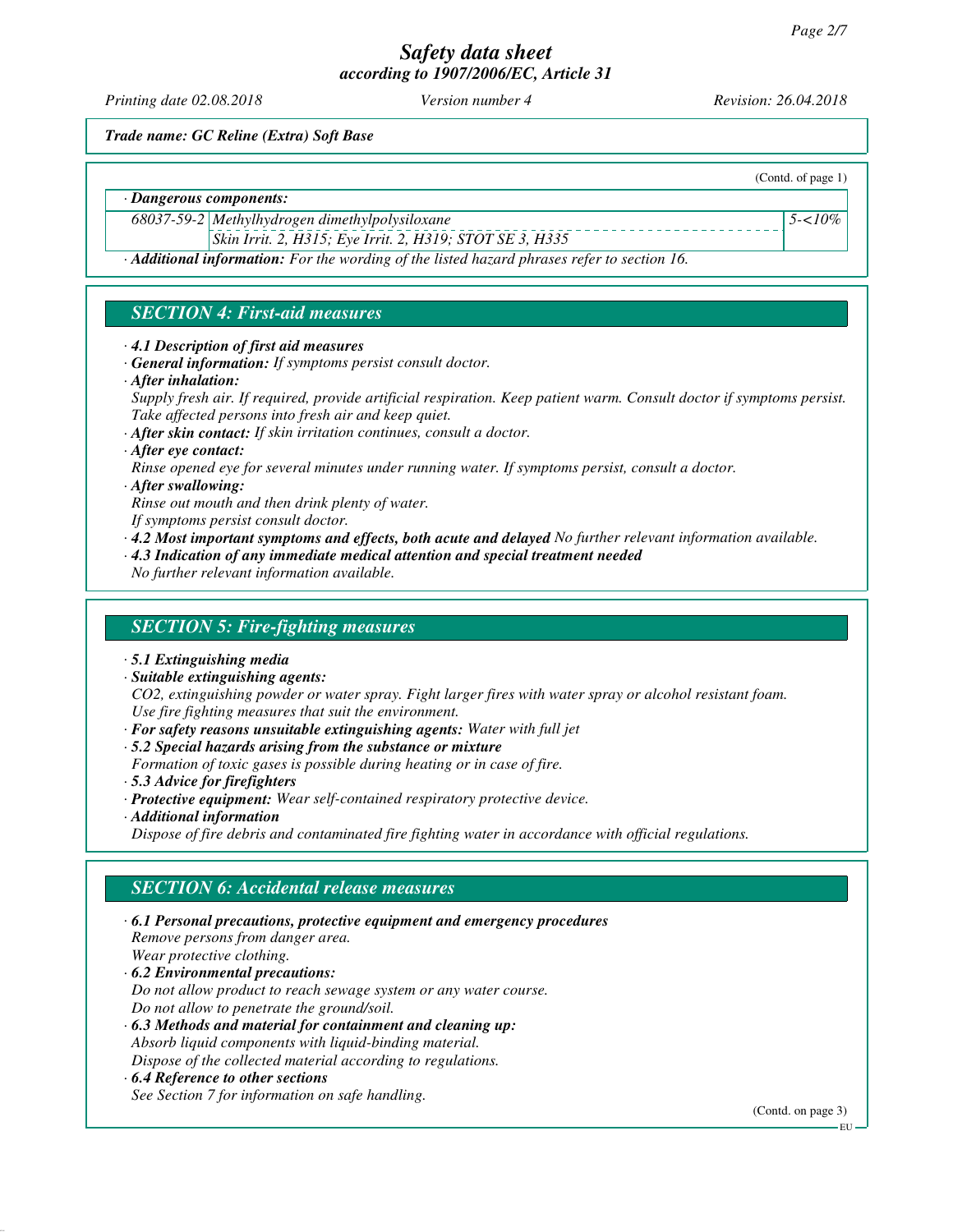*Trade name: GC Reline (Extra) Soft Base*

(Contd. of page 1)

· **Dangerous components:**

| | | |
|---|---|---|
| 68037-59-2 | Methylhydrogen dimethylpolysiloxane | 5-<10% |
| | Skin Irrit. 2, H315; Eye Irrit. 2, H319; STOT SE 3, H335 | |

· **Additional information:** For the wording of the listed hazard phrases refer to section 16.

## SECTION 4: First-aid measures

· **4.1 Description of first aid measures**
· **General information:** If symptoms persist consult doctor.
· **After inhalation:**
Supply fresh air. If required, provide artificial respiration. Keep patient warm. Consult doctor if symptoms persist.
Take affected persons into fresh air and keep quiet.
· **After skin contact:** If skin irritation continues, consult a doctor.
· **After eye contact:**
Rinse opened eye for several minutes under running water. If symptoms persist, consult a doctor.
· **After swallowing:**
Rinse out mouth and then drink plenty of water.
If symptoms persist consult doctor.
· **4.2 Most important symptoms and effects, both acute and delayed** No further relevant information available.
· **4.3 Indication of any immediate medical attention and special treatment needed**
No further relevant information available.

## SECTION 5: Fire-fighting measures

· **5.1 Extinguishing media**
· **Suitable extinguishing agents:**
$CO_2$, extinguishing powder or water spray. Fight larger fires with water spray or alcohol resistant foam.
Use fire fighting measures that suit the environment.
· **For safety reasons unsuitable extinguishing agents:** Water with full jet
· **5.2 Special hazards arising from the substance or mixture**
Formation of toxic gases is possible during heating or in case of fire.
· **5.3 Advice for firefighters**
· **Protective equipment:** Wear self-contained respiratory protective device.
· **Additional information**
Dispose of fire debris and contaminated fire fighting water in accordance with official regulations.

## SECTION 6: Accidental release measures

· **6.1 Personal precautions, protective equipment and emergency procedures**
Remove persons from danger area.
Wear protective clothing.
· **6.2 Environmental precautions:**
Do not allow product to reach sewage system or any water course.
Do not allow to penetrate the ground/soil.
· **6.3 Methods and material for containment and cleaning up:**
Absorb liquid components with liquid-binding material.
Dispose of the collected material according to regulations.
· **6.4 Reference to other sections**
See Section 7 for information on safe handling.

(Contd. on page 3)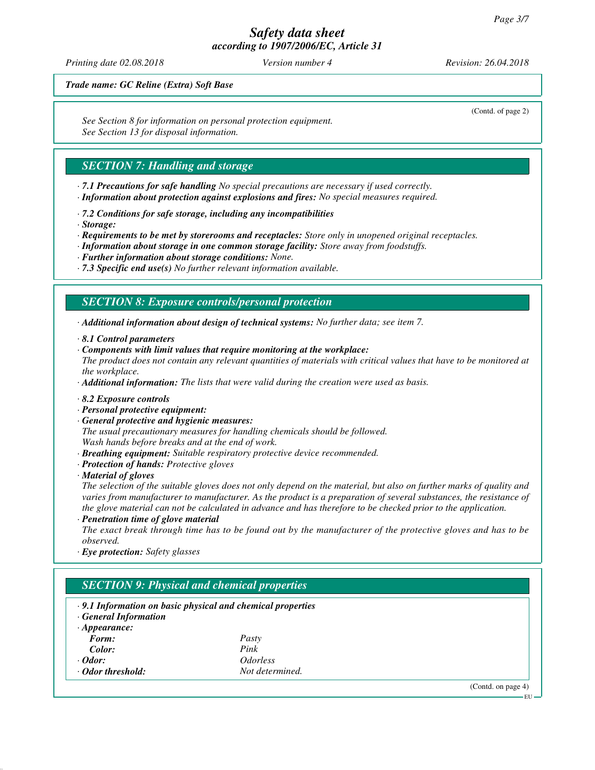*Trade name: GC Reline (Extra) Soft Base*

(Contd. of page 2)

*See Section 8 for information on personal protection equipment.*
*See Section 13 for disposal information.*

## *SECTION 7: Handling and storage*

· ***7.1 Precautions for safe handling*** *No special precautions are necessary if used correctly.*
· ***Information about protection against explosions and fires:*** *No special measures required.*

· ***7.2 Conditions for safe storage, including any incompatibilities***
· ***Storage:***
· ***Requirements to be met by storerooms and receptacles:*** *Store only in unopened original receptacles.*
· ***Information about storage in one common storage facility:*** *Store away from foodstuffs.*
· ***Further information about storage conditions:*** *None.*
· ***7.3 Specific end use(s)*** *No further relevant information available.*

## *SECTION 8: Exposure controls/personal protection*

· ***Additional information about design of technical systems:*** *No further data; see item 7.*

· ***8.1 Control parameters***
· ***Components with limit values that require monitoring at the workplace:***
*The product does not contain any relevant quantities of materials with critical values that have to be monitored at the workplace.*
· ***Additional information:*** *The lists that were valid during the creation were used as basis.*

· ***8.2 Exposure controls***
· ***Personal protective equipment:***
· ***General protective and hygienic measures:***
*The usual precautionary measures for handling chemicals should be followed.*
*Wash hands before breaks and at the end of work.*
· ***Breathing equipment:*** *Suitable respiratory protective device recommended.*
· ***Protection of hands:*** *Protective gloves*
· ***Material of gloves***
*The selection of the suitable gloves does not only depend on the material, but also on further marks of quality and varies from manufacturer to manufacturer. As the product is a preparation of several substances, the resistance of the glove material can not be calculated in advance and has therefore to be checked prior to the application.*
· ***Penetration time of glove material***
*The exact break through time has to be found out by the manufacturer of the protective gloves and has to be observed.*
· ***Eye protection:*** *Safety glasses*

## *SECTION 9: Physical and chemical properties*

· ***9.1 Information on basic physical and chemical properties***
· ***General Information***
· ***Appearance:***

| | |
|---|---|
| ***Form:*** | *Pasty* |
| ***Color:*** | *Pink* |
| · ***Odor:*** | *Odorless* |
| · ***Odor threshold:*** | *Not determined.* |

(Contd. on page 4)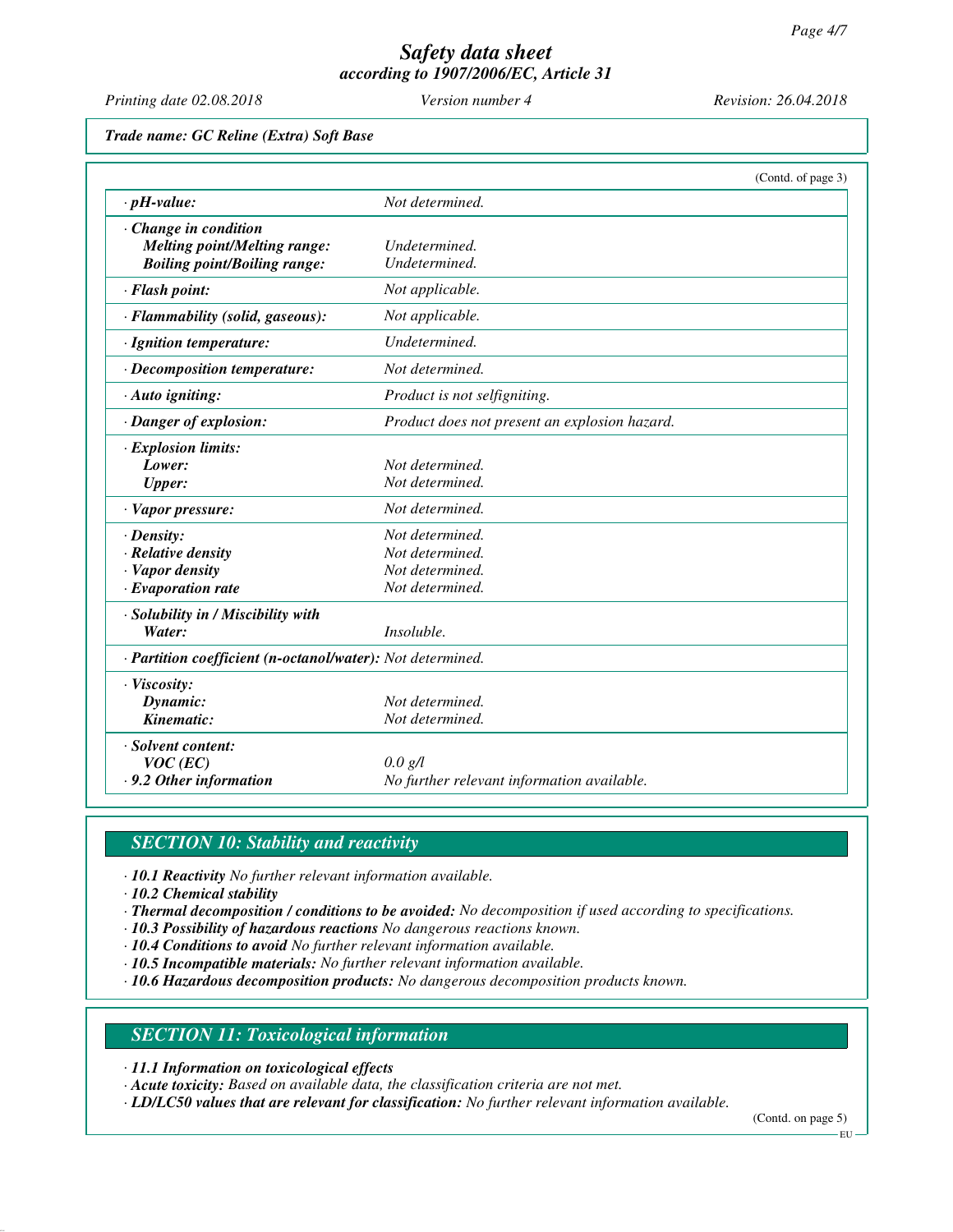Trade name: GC Reline (Extra) Soft Base

(Contd. of page 3)

| | |
|---|---|
| · **pH-value:** | Not determined. |
| · **Change in condition** | |
| **Melting point/Melting range:** | Undetermined. |
| **Boiling point/Boiling range:** | Undetermined. |
| · **Flash point:** | Not applicable. |
| · **Flammability (solid, gaseous):** | Not applicable. |
| · **Ignition temperature:** | Undetermined. |
| · **Decomposition temperature:** | Not determined. |
| · **Auto igniting:** | Product is not selfigniting. |
| · **Danger of explosion:** | Product does not present an explosion hazard. |
| · **Explosion limits:** | |
| **Lower:** | Not determined. |
| **Upper:** | Not determined. |
| · **Vapor pressure:** | Not determined. |
| · **Density:** | Not determined. |
| · **Relative density** | Not determined. |
| · **Vapor density** | Not determined. |
| · **Evaporation rate** | Not determined. |
| · **Solubility in / Miscibility with** | |
| **Water:** | Insoluble. |
| · **Partition coefficient (n-octanol/water):** | Not determined. |
| · **Viscosity:** | |
| **Dynamic:** | Not determined. |
| **Kinematic:** | Not determined. |
| · **Solvent content:** | |
| **VOC (EC)** | 0.0 g/l |
| · **9.2 Other information** | No further relevant information available. |

## SECTION 10: Stability and reactivity

· **10.1 Reactivity** No further relevant information available.
· **10.2 Chemical stability**
· **Thermal decomposition / conditions to be avoided:** No decomposition if used according to specifications.
· **10.3 Possibility of hazardous reactions** No dangerous reactions known.
· **10.4 Conditions to avoid** No further relevant information available.
· **10.5 Incompatible materials:** No further relevant information available.
· **10.6 Hazardous decomposition products:** No dangerous decomposition products known.

## SECTION 11: Toxicological information

· **11.1 Information on toxicological effects**
· **Acute toxicity:** Based on available data, the classification criteria are not met.
· **LD/LC50 values that are relevant for classification:** No further relevant information available.

(Contd. on page 5)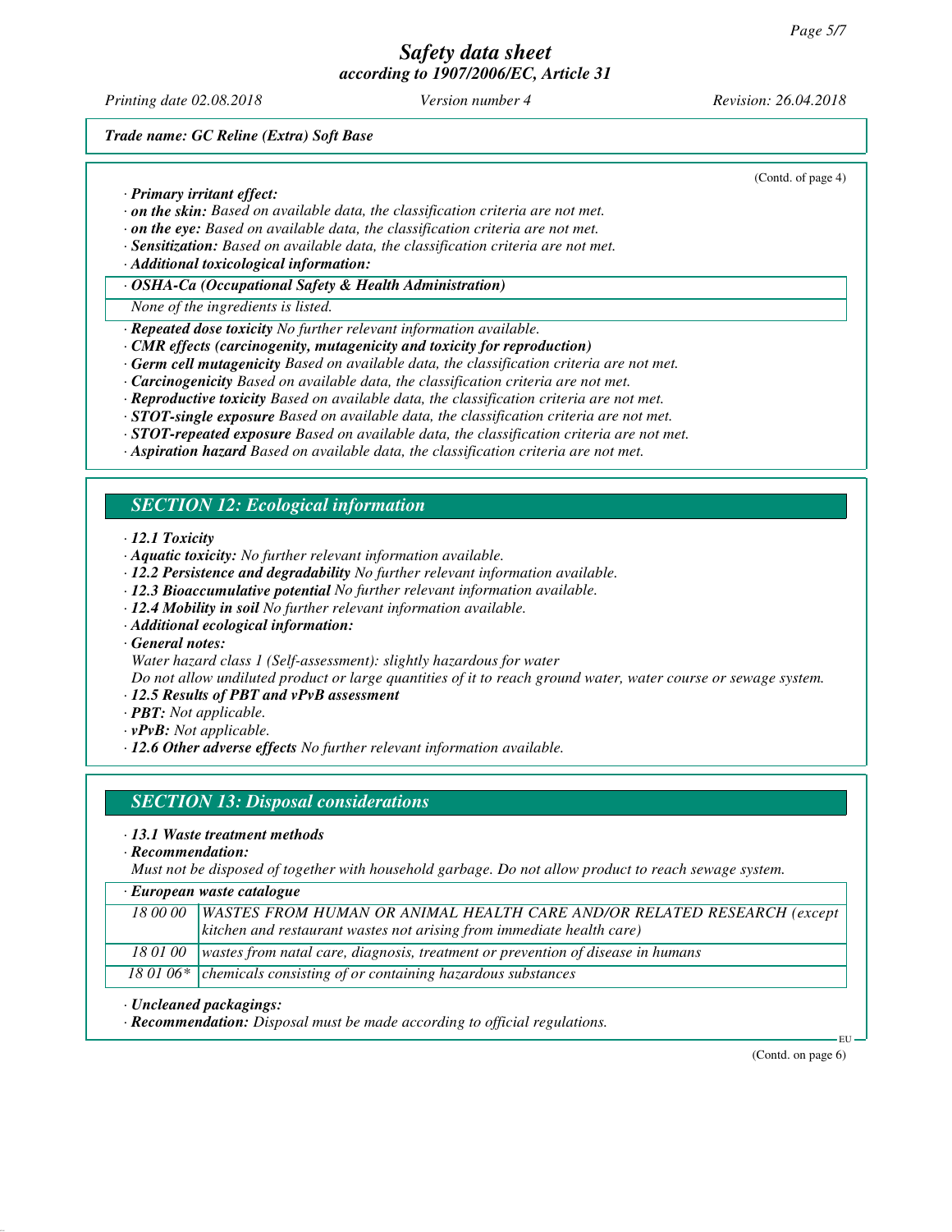Trade name: GC Reline (Extra) Soft Base

(Contd. of page 4)

· **Primary irritant effect:**
· **on the skin:** Based on available data, the classification criteria are not met.
· **on the eye:** Based on available data, the classification criteria are not met.
· **Sensitization:** Based on available data, the classification criteria are not met.
· **Additional toxicological information:**

| · OSHA-Ca (Occupational Safety & Health Administration) |
|---|
| None of the ingredients is listed. |

· **Repeated dose toxicity** No further relevant information available.
· **CMR effects (carcinogenity, mutagenicity and toxicity for reproduction)**
· **Germ cell mutagenicity** Based on available data, the classification criteria are not met.
· **Carcinogenicity** Based on available data, the classification criteria are not met.
· **Reproductive toxicity** Based on available data, the classification criteria are not met.
· **STOT-single exposure** Based on available data, the classification criteria are not met.
· **STOT-repeated exposure** Based on available data, the classification criteria are not met.
· **Aspiration hazard** Based on available data, the classification criteria are not met.

## SECTION 12: Ecological information

· **12.1 Toxicity**
· **Aquatic toxicity:** No further relevant information available.
· **12.2 Persistence and degradability** No further relevant information available.
· **12.3 Bioaccumulative potential** No further relevant information available.
· **12.4 Mobility in soil** No further relevant information available.
· **Additional ecological information:**
· **General notes:**
Water hazard class 1 (Self-assessment): slightly hazardous for water
Do not allow undiluted product or large quantities of it to reach ground water, water course or sewage system.
· **12.5 Results of PBT and vPvB assessment**
· **PBT:** Not applicable.
· **vPvB:** Not applicable.
· **12.6 Other adverse effects** No further relevant information available.

## SECTION 13: Disposal considerations

· **13.1 Waste treatment methods**
· **Recommendation:**
Must not be disposed of together with household garbage. Do not allow product to reach sewage system.

| · European waste catalogue | |
|---|---|
| 18 00 00 | WASTES FROM HUMAN OR ANIMAL HEALTH CARE AND/OR RELATED RESEARCH (except kitchen and restaurant wastes not arising from immediate health care) |
| 18 01 00 | wastes from natal care, diagnosis, treatment or prevention of disease in humans |
| 18 01 06* | chemicals consisting of or containing hazardous substances |

· **Uncleaned packagings:**
· **Recommendation:** Disposal must be made according to official regulations.

(Contd. on page 6)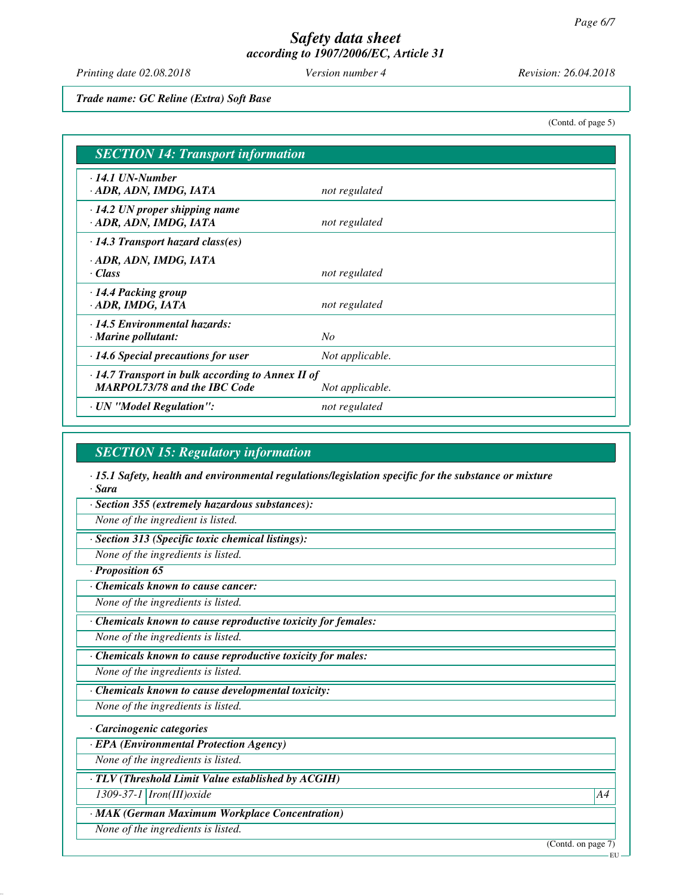# Safety data sheet
## according to 1907/2006/EC, Article 31

*Printing date 02.08.2018* *Version number 4* *Revision: 26.04.2018*

**Trade name: GC Reline (Extra) Soft Base**

(Contd. of page 5)

## SECTION 14: Transport information

| | |
|---|---|
| **· 14.1 UN-Number**<br>**· ADR, ADN, IMDG, IATA** | *not regulated* |
| **· 14.2 UN proper shipping name**<br>**· ADR, ADN, IMDG, IATA** | *not regulated* |
| **· 14.3 Transport hazard class(es)** | |
| **· ADR, ADN, IMDG, IATA**<br>**· Class** | *not regulated* |
| **· 14.4 Packing group**<br>**· ADR, IMDG, IATA** | *not regulated* |
| **· 14.5 Environmental hazards:**<br>**· Marine pollutant:** | *No* |
| **· 14.6 Special precautions for user** | *Not applicable.* |
| **· 14.7 Transport in bulk according to Annex II of MARPOL73/78 and the IBC Code** | *Not applicable.* |
| **· UN "Model Regulation":** | *not regulated* |

## SECTION 15: Regulatory information

**· 15.1 Safety, health and environmental regulations/legislation specific for the substance or mixture**

**· Sara**

**· Section 355 (extremely hazardous substances):**

*None of the ingredient is listed.*

**· Section 313 (Specific toxic chemical listings):**

*None of the ingredients is listed.*

**· Proposition 65**

**· Chemicals known to cause cancer:**

*None of the ingredients is listed.*

**· Chemicals known to cause reproductive toxicity for females:**

*None of the ingredients is listed.*

**· Chemicals known to cause reproductive toxicity for males:**

*None of the ingredients is listed.*

**· Chemicals known to cause developmental toxicity:**

*None of the ingredients is listed.*

**· Carcinogenic categories**

**· EPA (Environmental Protection Agency)**

*None of the ingredients is listed.*

**· TLV (Threshold Limit Value established by ACGIH)**

| | | |
|---|---|---|
| *1309-37-1* | *Iron(III)oxide* | *A4* |

**· MAK (German Maximum Workplace Concentration)**

*None of the ingredients is listed.*

(Contd. on page 7)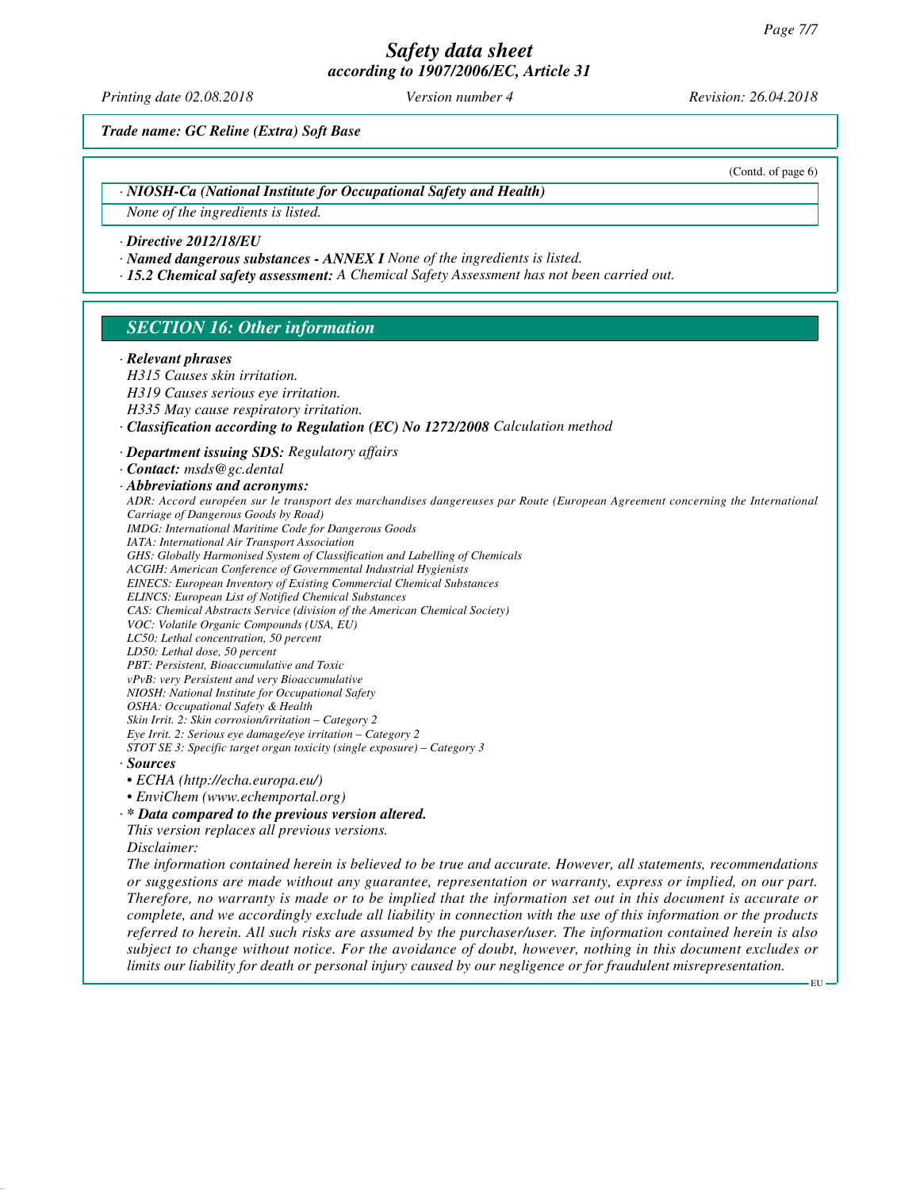*Trade name: GC Reline (Extra) Soft Base*

(Contd. of page 6)

· ***NIOSH-Ca (National Institute for Occupational Safety and Health)***

*None of the ingredients is listed.*

· ***Directive 2012/18/EU***

· ***Named dangerous substances - ANNEX I*** *None of the ingredients is listed.*

· ***15.2 Chemical safety assessment:*** *A Chemical Safety Assessment has not been carried out.*

## SECTION 16: Other information

· ***Relevant phrases***

*H315 Causes skin irritation.*

*H319 Causes serious eye irritation.*

*H335 May cause respiratory irritation.*

· ***Classification according to Regulation (EC) No 1272/2008*** *Calculation method*

· ***Department issuing SDS:*** *Regulatory affairs*

· ***Contact:*** *msds@gc.dental*

· ***Abbreviations and acronyms:***

*ADR: Accord européen sur le transport des marchandises dangereuses par Route (European Agreement concerning the International Carriage of Dangerous Goods by Road)*
*IMDG: International Maritime Code for Dangerous Goods*
*IATA: International Air Transport Association*
*GHS: Globally Harmonised System of Classification and Labelling of Chemicals*
*ACGIH: American Conference of Governmental Industrial Hygienists*
*EINECS: European Inventory of Existing Commercial Chemical Substances*
*ELINCS: European List of Notified Chemical Substances*
*CAS: Chemical Abstracts Service (division of the American Chemical Society)*
*VOC: Volatile Organic Compounds (USA, EU)*
*LC50: Lethal concentration, 50 percent*
*LD50: Lethal dose, 50 percent*
*PBT: Persistent, Bioaccumulative and Toxic*
*vPvB: very Persistent and very Bioaccumulative*
*NIOSH: National Institute for Occupational Safety*
*OSHA: Occupational Safety & Health*
*Skin Irrit. 2: Skin corrosion/irritation – Category 2*
*Eye Irrit. 2: Serious eye damage/eye irritation – Category 2*
*STOT SE 3: Specific target organ toxicity (single exposure) – Category 3*

· ***Sources***

- *ECHA (http://echa.europa.eu/)*
- *EnviChem (www.echemportal.org)*

· ***\* Data compared to the previous version altered.***

*This version replaces all previous versions.*

*Disclaimer:*

*The information contained herein is believed to be true and accurate. However, all statements, recommendations or suggestions are made without any guarantee, representation or warranty, express or implied, on our part. Therefore, no warranty is made or to be implied that the information set out in this document is accurate or complete, and we accordingly exclude all liability in connection with the use of this information or the products referred to herein. All such risks are assumed by the purchaser/user. The information contained herein is also subject to change without notice. For the avoidance of doubt, however, nothing in this document excludes or limits our liability for death or personal injury caused by our negligence or for fraudulent misrepresentation.*

EU